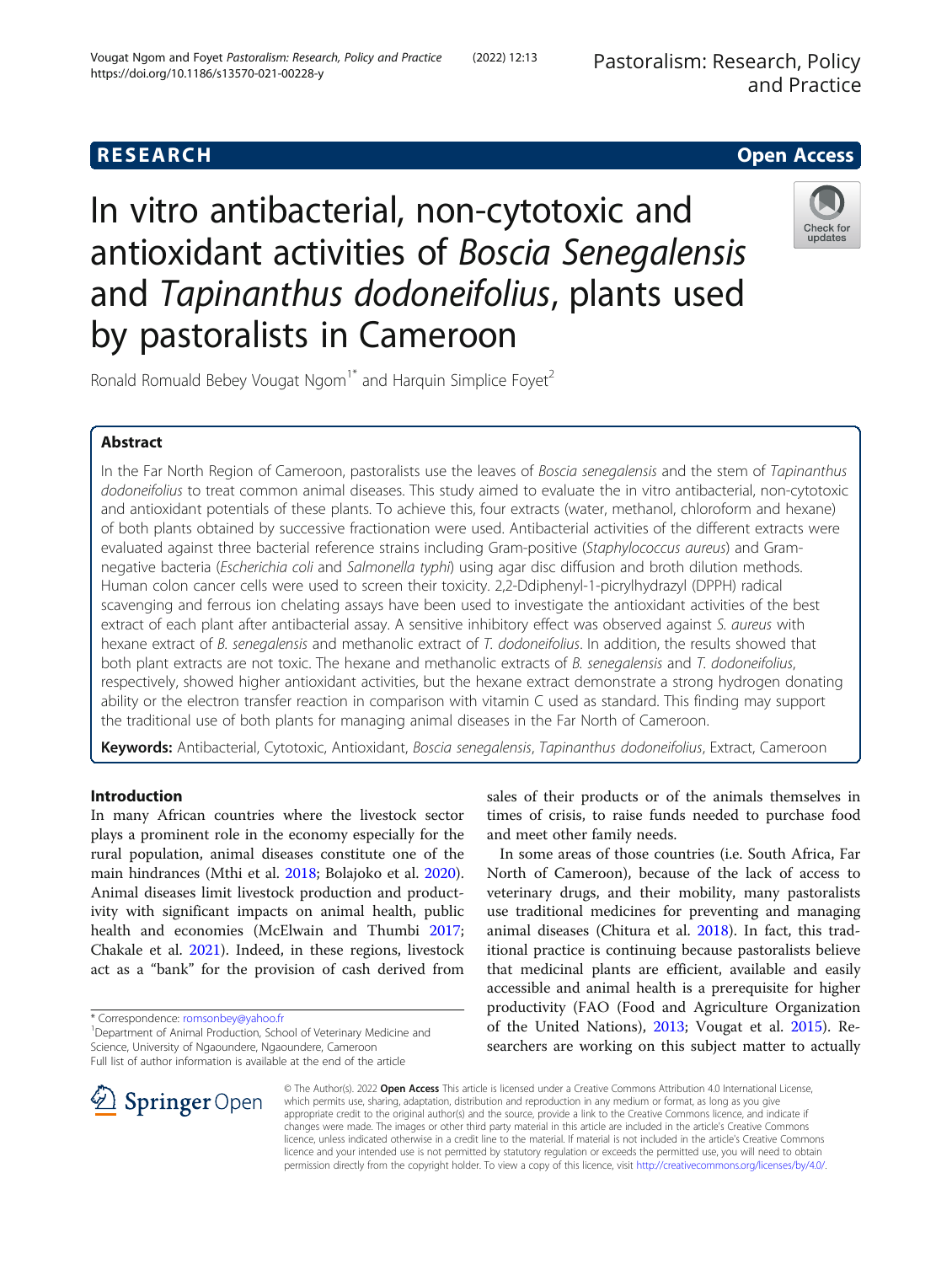RESEARCH

Open Access

# In vitro antibacterial, non-cytotoxic and antioxidant activities of *Boscia Senegalensis* and *Tapinanthus dodoneifolius*, plants used by pastoralists in Cameroon

Ronald Romuald Bebey Vougat Ngom[1*] and Harquin Simplice Foyet[2]

## Abstract

In the Far North Region of Cameroon, pastoralists use the leaves of *Boscia senegalensis* and the stem of *Tapinanthus dodoneifolius* to treat common animal diseases. This study aimed to evaluate the in vitro antibacterial, non-cytotoxic and antioxidant potentials of these plants. To achieve this, four extracts (water, methanol, chloroform and hexane) of both plants obtained by successive fractionation were used. Antibacterial activities of the different extracts were evaluated against three bacterial reference strains including Gram-positive (*Staphylococcus aureus*) and Gram-negative bacteria (*Escherichia coli* and *Salmonella typhi*) using agar disc diffusion and broth dilution methods. Human colon cancer cells were used to screen their toxicity. 2,2-Ddiphenyl-1-picrylhydrazyl (DPPH) radical scavenging and ferrous ion chelating assays have been used to investigate the antioxidant activities of the best extract of each plant after antibacterial assay. A sensitive inhibitory effect was observed against *S. aureus* with hexane extract of *B. senegalensis* and methanolic extract of *T. dodoneifolius*. In addition, the results showed that both plant extracts are not toxic. The hexane and methanolic extracts of *B. senegalensis* and *T. dodoneifolius*, respectively, showed higher antioxidant activities, but the hexane extract demonstrate a strong hydrogen donating ability or the electron transfer reaction in comparison with vitamin C used as standard. This finding may support the traditional use of both plants for managing animal diseases in the Far North of Cameroon.

**Keywords:** Antibacterial, Cytotoxic, Antioxidant, *Boscia senegalensis*, *Tapinanthus dodoneifolius*, Extract, Cameroon

## Introduction

In many African countries where the livestock sector plays a prominent role in the economy especially for the rural population, animal diseases constitute one of the main hindrances (Mthi et al. 2018; Bolajoko et al. 2020). Animal diseases limit livestock production and productivity with significant impacts on animal health, public health and economies (McElwain and Thumbi 2017; Chakale et al. 2021). Indeed, in these regions, livestock act as a "bank" for the provision of cash derived from sales of their products or of the animals themselves in times of crisis, to raise funds needed to purchase food and meet other family needs.

In some areas of those countries (i.e. South Africa, Far North of Cameroon), because of the lack of access to veterinary drugs, and their mobility, many pastoralists use traditional medicines for preventing and managing animal diseases (Chitura et al. 2018). In fact, this traditional practice is continuing because pastoralists believe that medicinal plants are efficient, available and easily accessible and animal health is a prerequisite for higher productivity (FAO (Food and Agriculture Organization of the United Nations), 2013; Vougat et al. 2015). Researchers are working on this subject matter to actually

\* Correspondence: romsonbey@yahoo.fr
[1]Department of Animal Production, School of Veterinary Medicine and Science, University of Ngaoundere, Ngaoundere, Cameroon
Full list of author information is available at the end of the article

© The Author(s). 2022 **Open Access** This article is licensed under a Creative Commons Attribution 4.0 International License, which permits use, sharing, adaptation, distribution and reproduction in any medium or format, as long as you give appropriate credit to the original author(s) and the source, provide a link to the Creative Commons licence, and indicate if changes were made. The images or other third party material in this article are included in the article's Creative Commons licence, unless indicated otherwise in a credit line to the material. If material is not included in the article's Creative Commons licence and your intended use is not permitted by statutory regulation or exceeds the permitted use, you will need to obtain permission directly from the copyright holder. To view a copy of this licence, visit http://creativecommons.org/licenses/by/4.0/.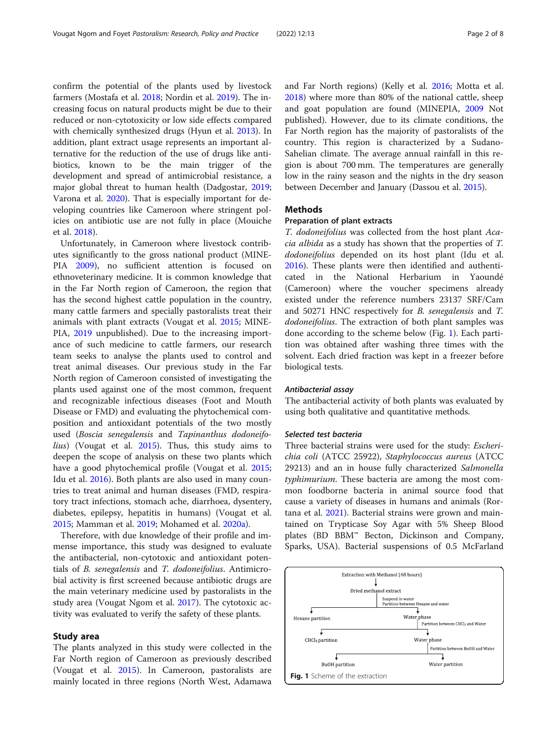confirm the potential of the plants used by livestock farmers (Mostafa et al. 2018; Nordin et al. 2019). The increasing focus on natural products might be due to their reduced or non-cytotoxicity or low side effects compared with chemically synthesized drugs (Hyun et al. 2013). In addition, plant extract usage represents an important alternative for the reduction of the use of drugs like antibiotics, known to be the main trigger of the development and spread of antimicrobial resistance, a major global threat to human health (Dadgostar, 2019; Varona et al. 2020). That is especially important for developing countries like Cameroon where stringent policies on antibiotic use are not fully in place (Mouiche et al. 2018).

Unfortunately, in Cameroon where livestock contributes significantly to the gross national product (MINEPIA 2009), no sufficient attention is focused on ethnoveterinary medicine. It is common knowledge that in the Far North region of Cameroon, the region that has the second highest cattle population in the country, many cattle farmers and specially pastoralists treat their animals with plant extracts (Vougat et al. 2015; MINEPIA, 2019 unpublished). Due to the increasing importance of such medicine to cattle farmers, our research team seeks to analyse the plants used to control and treat animal diseases. Our previous study in the Far North region of Cameroon consisted of investigating the plants used against one of the most common, frequent and recognizable infectious diseases (Foot and Mouth Disease or FMD) and evaluating the phytochemical composition and antioxidant potentials of the two mostly used (*Boscia senegalensis* and *Tapinanthus dodoneifolius*) (Vougat et al. 2015). Thus, this study aims to deepen the scope of analysis on these two plants which have a good phytochemical profile (Vougat et al. 2015; Idu et al. 2016). Both plants are also used in many countries to treat animal and human diseases (FMD, respiratory tract infections, stomach ache, diarrhoea, dysentery, diabetes, epilepsy, hepatitis in humans) (Vougat et al. 2015; Mamman et al. 2019; Mohamed et al. 2020a).

Therefore, with due knowledge of their profile and immense importance, this study was designed to evaluate the antibacterial, non-cytotoxic and antioxidant potentials of *B. senegalensis* and *T. dodoneifolius*. Antimicrobial activity is first screened because antibiotic drugs are the main veterinary medicine used by pastoralists in the study area (Vougat Ngom et al. 2017). The cytotoxic activity was evaluated to verify the safety of these plants.

## Study area

The plants analyzed in this study were collected in the Far North region of Cameroon as previously described (Vougat et al. 2015). In Cameroon, pastoralists are mainly located in three regions (North West, Adamawa and Far North regions) (Kelly et al. 2016; Motta et al. 2018) where more than 80% of the national cattle, sheep and goat population are found (MINEPIA, 2009 Not published). However, due to its climate conditions, the Far North region has the majority of pastoralists of the country. This region is characterized by a Sudano-Sahelian climate. The average annual rainfall in this region is about 700 mm. The temperatures are generally low in the rainy season and the nights in the dry season between December and January (Dassou et al. 2015).

## Methods

### Preparation of plant extracts

*T. dodoneifolius* was collected from the host plant *Acacia albida* as a study has shown that the properties of *T. dodoneifolius* depended on its host plant (Idu et al. 2016). These plants were then identified and authenticated in the National Herbarium in Yaoundé (Cameroon) where the voucher specimens already existed under the reference numbers 23137 SRF/Cam and 50271 HNC respectively for *B. senegalensis* and *T. dodoneifolius*. The extraction of both plant samples was done according to the scheme below (Fig. 1). Each partition was obtained after washing three times with the solvent. Each dried fraction was kept in a freezer before biological tests.

Extraction with Methanol (48 hours) → Dried methanol extract → Suspend in water; Partition between Hexane and water → Hexane partition / Water phase → Partition between $CHCl_3$ and Water → $CHCl_3$ partition / Water phase → Partition between BuOH and Water → BuOH partition / Water partition

**Fig. 1** Scheme of the extraction

### *Antibacterial assay*

The antibacterial activity of both plants was evaluated by using both qualitative and quantitative methods.

### *Selected test bacteria*

Three bacterial strains were used for the study: *Escherichia coli* (ATCC 25922), *Staphylococcus aureus* (ATCC 29213) and an in house fully characterized *Salmonella typhimurium*. These bacteria are among the most common foodborne bacteria in animal source food that cause a variety of diseases in humans and animals (Rortana et al. 2021). Bacterial strains were grown and maintained on Trypticase Soy Agar with 5% Sheep Blood plates (BD BBM™ Becton, Dickinson and Company, Sparks, USA). Bacterial suspensions of 0.5 McFarland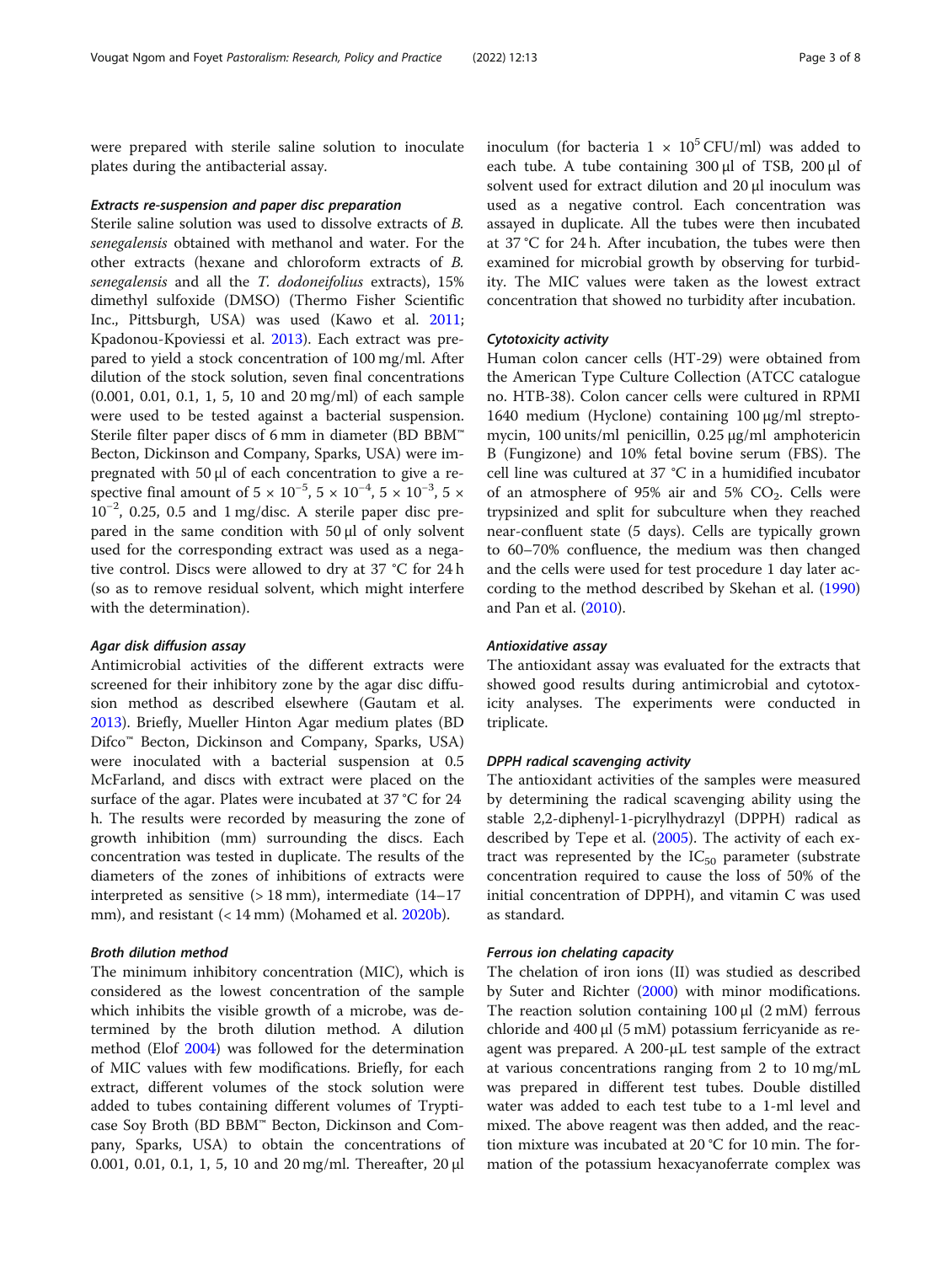were prepared with sterile saline solution to inoculate plates during the antibacterial assay.

#### *Extracts re-suspension and paper disc preparation*

Sterile saline solution was used to dissolve extracts of *B. senegalensis* obtained with methanol and water. For the other extracts (hexane and chloroform extracts of *B. senegalensis* and all the *T. dodoneifolius* extracts), 15% dimethyl sulfoxide (DMSO) (Thermo Fisher Scientific Inc., Pittsburgh, USA) was used (Kawo et al. 2011; Kpadonou-Kpoviessi et al. 2013). Each extract was prepared to yield a stock concentration of 100 mg/ml. After dilution of the stock solution, seven final concentrations (0.001, 0.01, 0.1, 1, 5, 10 and 20 mg/ml) of each sample were used to be tested against a bacterial suspension. Sterile filter paper discs of 6 mm in diameter (BD BBM™ Becton, Dickinson and Company, Sparks, USA) were impregnated with 50 μl of each concentration to give a respective final amount of $5 \times 10^{-5}$, $5 \times 10^{-4}$, $5 \times 10^{-3}$, $5 \times 10^{-2}$, 0.25, 0.5 and 1 mg/disc. A sterile paper disc prepared in the same condition with 50 μl of only solvent used for the corresponding extract was used as a negative control. Discs were allowed to dry at 37 °C for 24 h (so as to remove residual solvent, which might interfere with the determination).

#### *Agar disk diffusion assay*

Antimicrobial activities of the different extracts were screened for their inhibitory zone by the agar disc diffusion method as described elsewhere (Gautam et al. 2013). Briefly, Mueller Hinton Agar medium plates (BD Difco™ Becton, Dickinson and Company, Sparks, USA) were inoculated with a bacterial suspension at 0.5 McFarland, and discs with extract were placed on the surface of the agar. Plates were incubated at 37 °C for 24 h. The results were recorded by measuring the zone of growth inhibition (mm) surrounding the discs. Each concentration was tested in duplicate. The results of the diameters of the zones of inhibitions of extracts were interpreted as sensitive (> 18 mm), intermediate (14–17 mm), and resistant (< 14 mm) (Mohamed et al. 2020b).

#### *Broth dilution method*

The minimum inhibitory concentration (MIC), which is considered as the lowest concentration of the sample which inhibits the visible growth of a microbe, was determined by the broth dilution method. A dilution method (Elof 2004) was followed for the determination of MIC values with few modifications. Briefly, for each extract, different volumes of the stock solution were added to tubes containing different volumes of Trypticase Soy Broth (BD BBM™ Becton, Dickinson and Company, Sparks, USA) to obtain the concentrations of 0.001, 0.01, 0.1, 1, 5, 10 and 20 mg/ml. Thereafter, 20 μl inoculum (for bacteria $1 \times 10^5$ CFU/ml) was added to each tube. A tube containing 300 μl of TSB, 200 μl of solvent used for extract dilution and 20 μl inoculum was used as a negative control. Each concentration was assayed in duplicate. All the tubes were then incubated at 37 °C for 24 h. After incubation, the tubes were then examined for microbial growth by observing for turbidity. The MIC values were taken as the lowest extract concentration that showed no turbidity after incubation.

#### *Cytotoxicity activity*

Human colon cancer cells (HT-29) were obtained from the American Type Culture Collection (ATCC catalogue no. HTB-38). Colon cancer cells were cultured in RPMI 1640 medium (Hyclone) containing 100 μg/ml streptomycin, 100 units/ml penicillin, 0.25 μg/ml amphotericin B (Fungizone) and 10% fetal bovine serum (FBS). The cell line was cultured at 37 °C in a humidified incubator of an atmosphere of 95% air and 5% $CO_2$. Cells were trypsinized and split for subculture when they reached near-confluent state (5 days). Cells are typically grown to 60–70% confluence, the medium was then changed and the cells were used for test procedure 1 day later according to the method described by Skehan et al. (1990) and Pan et al. (2010).

#### *Antioxidative assay*

The antioxidant assay was evaluated for the extracts that showed good results during antimicrobial and cytotoxicity analyses. The experiments were conducted in triplicate.

#### *DPPH radical scavenging activity*

The antioxidant activities of the samples were measured by determining the radical scavenging ability using the stable 2,2-diphenyl-1-picrylhydrazyl (DPPH) radical as described by Tepe et al. (2005). The activity of each extract was represented by the $IC_{50}$ parameter (substrate concentration required to cause the loss of 50% of the initial concentration of DPPH), and vitamin C was used as standard.

#### *Ferrous ion chelating capacity*

The chelation of iron ions (II) was studied as described by Suter and Richter (2000) with minor modifications. The reaction solution containing 100 μl (2 mM) ferrous chloride and 400 μl (5 mM) potassium ferricyanide as reagent was prepared. A 200-μL test sample of the extract at various concentrations ranging from 2 to 10 mg/mL was prepared in different test tubes. Double distilled water was added to each test tube to a 1-ml level and mixed. The above reagent was then added, and the reaction mixture was incubated at 20 °C for 10 min. The formation of the potassium hexacyanoferrate complex was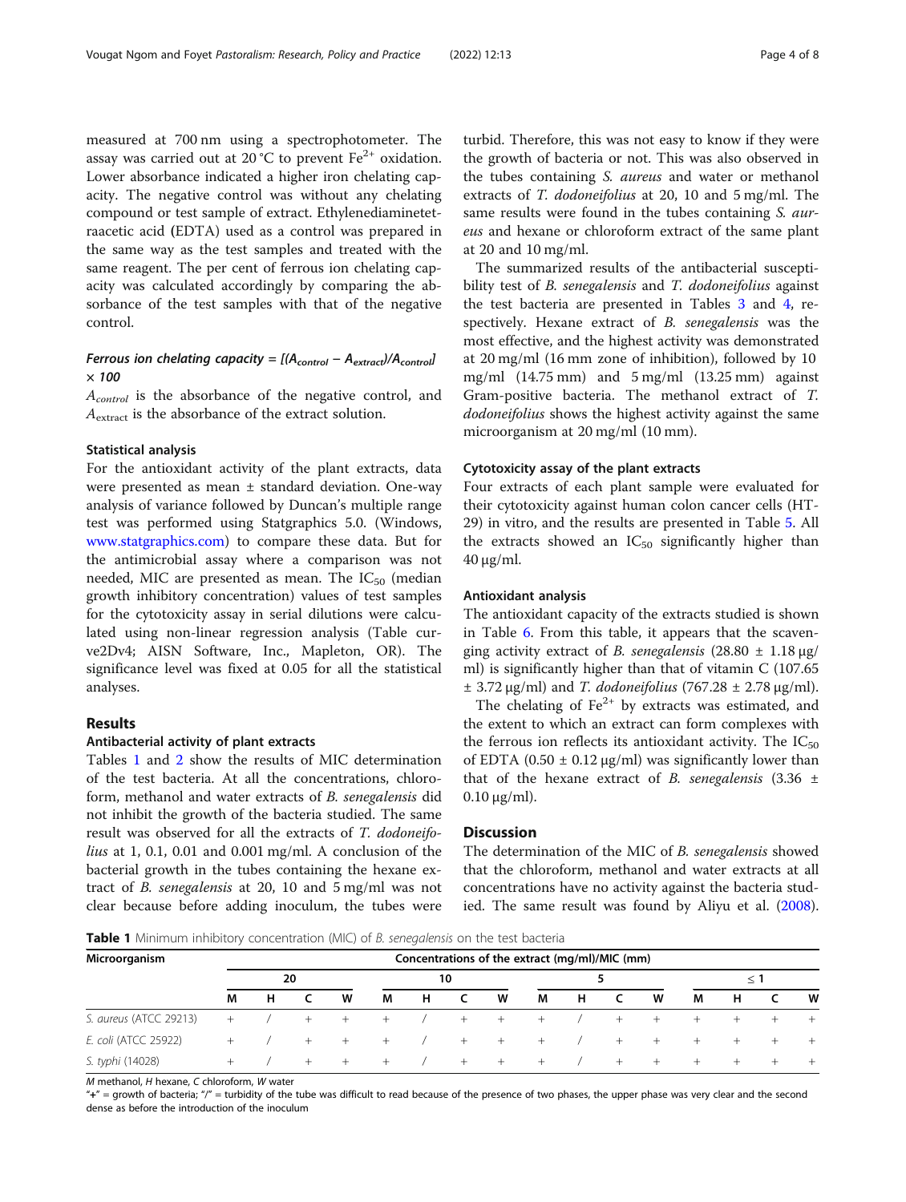measured at 700 nm using a spectrophotometer. The assay was carried out at 20 °C to prevent $Fe^{2+}$ oxidation. Lower absorbance indicated a higher iron chelating capacity. The negative control was without any chelating compound or test sample of extract. Ethylenediaminetetraacetic acid (EDTA) used as a control was prepared in the same way as the test samples and treated with the same reagent. The per cent of ferrous ion chelating capacity was calculated accordingly by comparing the absorbance of the test samples with that of the negative control.

***Ferrous ion chelating capacity*** $= [(A_{control} - A_{extract})/A_{control}] \times 100$

$A_{control}$ is the absorbance of the negative control, and $A_{extract}$ is the absorbance of the extract solution.

### Statistical analysis

For the antioxidant activity of the plant extracts, data were presented as mean ± standard deviation. One-way analysis of variance followed by Duncan's multiple range test was performed using Statgraphics 5.0. (Windows, www.statgraphics.com) to compare these data. But for the antimicrobial assay where a comparison was not needed, MIC are presented as mean. The $IC_{50}$ (median growth inhibitory concentration) values of test samples for the cytotoxicity assay in serial dilutions were calculated using non-linear regression analysis (Table curve2Dv4; AISN Software, Inc., Mapleton, OR). The significance level was fixed at 0.05 for all the statistical analyses.

## Results

### Antibacterial activity of plant extracts

Tables 1 and 2 show the results of MIC determination of the test bacteria. At all the concentrations, chloroform, methanol and water extracts of *B. senegalensis* did not inhibit the growth of the bacteria studied. The same result was observed for all the extracts of *T. dodoneifolius* at 1, 0.1, 0.01 and 0.001 mg/ml. A conclusion of the bacterial growth in the tubes containing the hexane extract of *B. senegalensis* at 20, 10 and 5 mg/ml was not clear because before adding inoculum, the tubes were turbid. Therefore, this was not easy to know if they were the growth of bacteria or not. This was also observed in the tubes containing *S. aureus* and water or methanol extracts of *T. dodoneifolius* at 20, 10 and 5 mg/ml. The same results were found in the tubes containing *S. aureus* and hexane or chloroform extract of the same plant at 20 and 10 mg/ml.

The summarized results of the antibacterial susceptibility test of *B. senegalensis* and *T. dodoneifolius* against the test bacteria are presented in Tables 3 and 4, respectively. Hexane extract of *B. senegalensis* was the most effective, and the highest activity was demonstrated at 20 mg/ml (16 mm zone of inhibition), followed by 10 mg/ml (14.75 mm) and 5 mg/ml (13.25 mm) against Gram-positive bacteria. The methanol extract of *T. dodoneifolius* shows the highest activity against the same microorganism at 20 mg/ml (10 mm).

### Cytotoxicity assay of the plant extracts

Four extracts of each plant sample were evaluated for their cytotoxicity against human colon cancer cells (HT-29) in vitro, and the results are presented in Table 5. All the extracts showed an $IC_{50}$ significantly higher than 40 μg/ml.

### Antioxidant analysis

The antioxidant capacity of the extracts studied is shown in Table 6. From this table, it appears that the scavenging activity extract of *B. senegalensis* (28.80 ± 1.18 μg/ml) is significantly higher than that of vitamin C (107.65 ± 3.72 μg/ml) and *T. dodoneifolius* (767.28 ± 2.78 μg/ml).

The chelating of $Fe^{2+}$ by extracts was estimated, and the extent to which an extract can form complexes with the ferrous ion reflects its antioxidant activity. The $IC_{50}$ of EDTA (0.50 ± 0.12 μg/ml) was significantly lower than that of the hexane extract of *B. senegalensis* (3.36 ± 0.10 μg/ml).

## Discussion

The determination of the MIC of *B. senegalensis* showed that the chloroform, methanol and water extracts at all concentrations have no activity against the bacteria studied. The same result was found by Aliyu et al. (2008).

**Table 1** Minimum inhibitory concentration (MIC) of *B. senegalensis* on the test bacteria

| Microorganism | Concentrations of the extract (mg/ml)/MIC (mm) | | | | | | | | | | | | | | | |
|---|---|---|---|---|---|---|---|---|---|---|---|---|---|---|---|---|
| | 20 | | | | 10 | | | | 5 | | | | ≤ 1 | | | |
| | M | H | C | W | M | H | C | W | M | H | C | W | M | H | C | W |
| *S. aureus* (ATCC 29213) | + | / | + | + | + | / | + | + | + | / | + | + | + | + | + | + |
| *E. coli* (ATCC 25922) | + | / | + | + | + | / | + | + | + | / | + | + | + | + | + | + |
| *S. typhi* (14028) | + | / | + | + | + | / | + | + | + | / | + | + | + | + | + | + |

*M* methanol, *H* hexane, *C* chloroform, *W* water

"+" = growth of bacteria; "/" = turbidity of the tube was difficult to read because of the presence of two phases, the upper phase was very clear and the second dense as before the introduction of the inoculum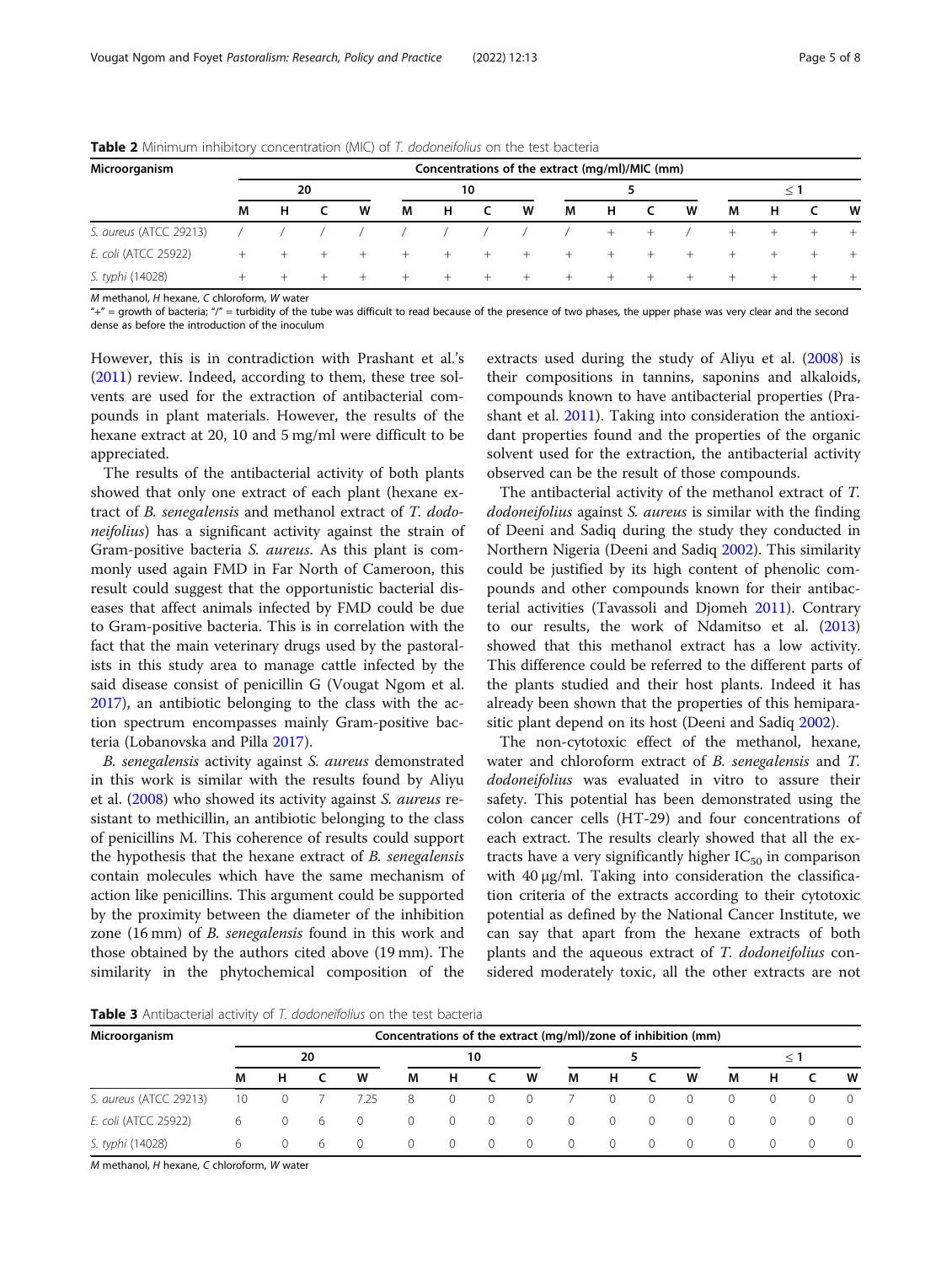**Table 2** Minimum inhibitory concentration (MIC) of *T. dodoneifolius* on the test bacteria

| Microorganism | Concentrations of the extract (mg/ml)/MIC (mm) | | | | | | | | | | | | | | | |
|---|---|---|---|---|---|---|---|---|---|---|---|---|---|---|---|---|
| | 20 | | | | 10 | | | | 5 | | | | ≤ 1 | | | |
| | M | H | C | W | M | H | C | W | M | H | C | W | M | H | C | W |
| *S. aureus* (ATCC 29213) | / | / | / | / | / | / | / | / | / | + | + | / | + | + | + | + |
| *E. coli* (ATCC 25922) | + | + | + | + | + | + | + | + | + | + | + | + | + | + | + | + |
| *S. typhi* (14028) | + | + | + | + | + | + | + | + | + | + | + | + | + | + | + | + |

*M* methanol, *H* hexane, *C* chloroform, *W* water
"+" = growth of bacteria; "/" = turbidity of the tube was difficult to read because of the presence of two phases, the upper phase was very clear and the second dense as before the introduction of the inoculum

However, this is in contradiction with Prashant et al.'s (2011) review. Indeed, according to them, these tree solvents are used for the extraction of antibacterial compounds in plant materials. However, the results of the hexane extract at 20, 10 and 5 mg/ml were difficult to be appreciated.

The results of the antibacterial activity of both plants showed that only one extract of each plant (hexane extract of *B. senegalensis* and methanol extract of *T. dodoneifolius*) has a significant activity against the strain of Gram-positive bacteria *S. aureus*. As this plant is commonly used again FMD in Far North of Cameroon, this result could suggest that the opportunistic bacterial diseases that affect animals infected by FMD could be due to Gram-positive bacteria. This is in correlation with the fact that the main veterinary drugs used by the pastoralists in this study area to manage cattle infected by the said disease consist of penicillin G (Vougat Ngom et al. 2017), an antibiotic belonging to the class with the action spectrum encompasses mainly Gram-positive bacteria (Lobanovska and Pilla 2017).

*B. senegalensis* activity against *S. aureus* demonstrated in this work is similar with the results found by Aliyu et al. (2008) who showed its activity against *S. aureus* resistant to methicillin, an antibiotic belonging to the class of penicillins M. This coherence of results could support the hypothesis that the hexane extract of *B. senegalensis* contain molecules which have the same mechanism of action like penicillins. This argument could be supported by the proximity between the diameter of the inhibition zone (16 mm) of *B. senegalensis* found in this work and those obtained by the authors cited above (19 mm). The similarity in the phytochemical composition of the extracts used during the study of Aliyu et al. (2008) is their compositions in tannins, saponins and alkaloids, compounds known to have antibacterial properties (Prashant et al. 2011). Taking into consideration the antioxidant properties found and the properties of the organic solvent used for the extraction, the antibacterial activity observed can be the result of those compounds.

The antibacterial activity of the methanol extract of *T. dodoneifolius* against *S. aureus* is similar with the finding of Deeni and Sadiq during the study they conducted in Northern Nigeria (Deeni and Sadiq 2002). This similarity could be justified by its high content of phenolic compounds and other compounds known for their antibacterial activities (Tavassoli and Djomeh 2011). Contrary to our results, the work of Ndamitso et al. (2013) showed that this methanol extract has a low activity. This difference could be referred to the different parts of the plants studied and their host plants. Indeed it has already been shown that the properties of this hemiparasitic plant depend on its host (Deeni and Sadiq 2002).

The non-cytotoxic effect of the methanol, hexane, water and chloroform extract of *B. senegalensis* and *T. dodoneifolius* was evaluated in vitro to assure their safety. This potential has been demonstrated using the colon cancer cells (HT-29) and four concentrations of each extract. The results clearly showed that all the extracts have a very significantly higher $IC_{50}$ in comparison with 40 μg/ml. Taking into consideration the classification criteria of the extracts according to their cytotoxic potential as defined by the National Cancer Institute, we can say that apart from the hexane extracts of both plants and the aqueous extract of *T. dodoneifolius* considered moderately toxic, all the other extracts are not

**Table 3** Antibacterial activity of *T. dodoneifolius* on the test bacteria

| Microorganism | Concentrations of the extract (mg/ml)/zone of inhibition (mm) | | | | | | | | | | | | | | | |
|---|---|---|---|---|---|---|---|---|---|---|---|---|---|---|---|---|
| | 20 | | | | 10 | | | | 5 | | | | ≤ 1 | | | |
| | M | H | C | W | M | H | C | W | M | H | C | W | M | H | C | W |
| *S. aureus* (ATCC 29213) | 10 | 0 | 7 | 7.25 | 8 | 0 | 0 | 0 | 7 | 0 | 0 | 0 | 0 | 0 | 0 | 0 |
| *E. coli* (ATCC 25922) | 6 | 0 | 6 | 0 | 0 | 0 | 0 | 0 | 0 | 0 | 0 | 0 | 0 | 0 | 0 | 0 |
| *S. typhi* (14028) | 6 | 0 | 6 | 0 | 0 | 0 | 0 | 0 | 0 | 0 | 0 | 0 | 0 | 0 | 0 | 0 |

*M* methanol, *H* hexane, *C* chloroform, *W* water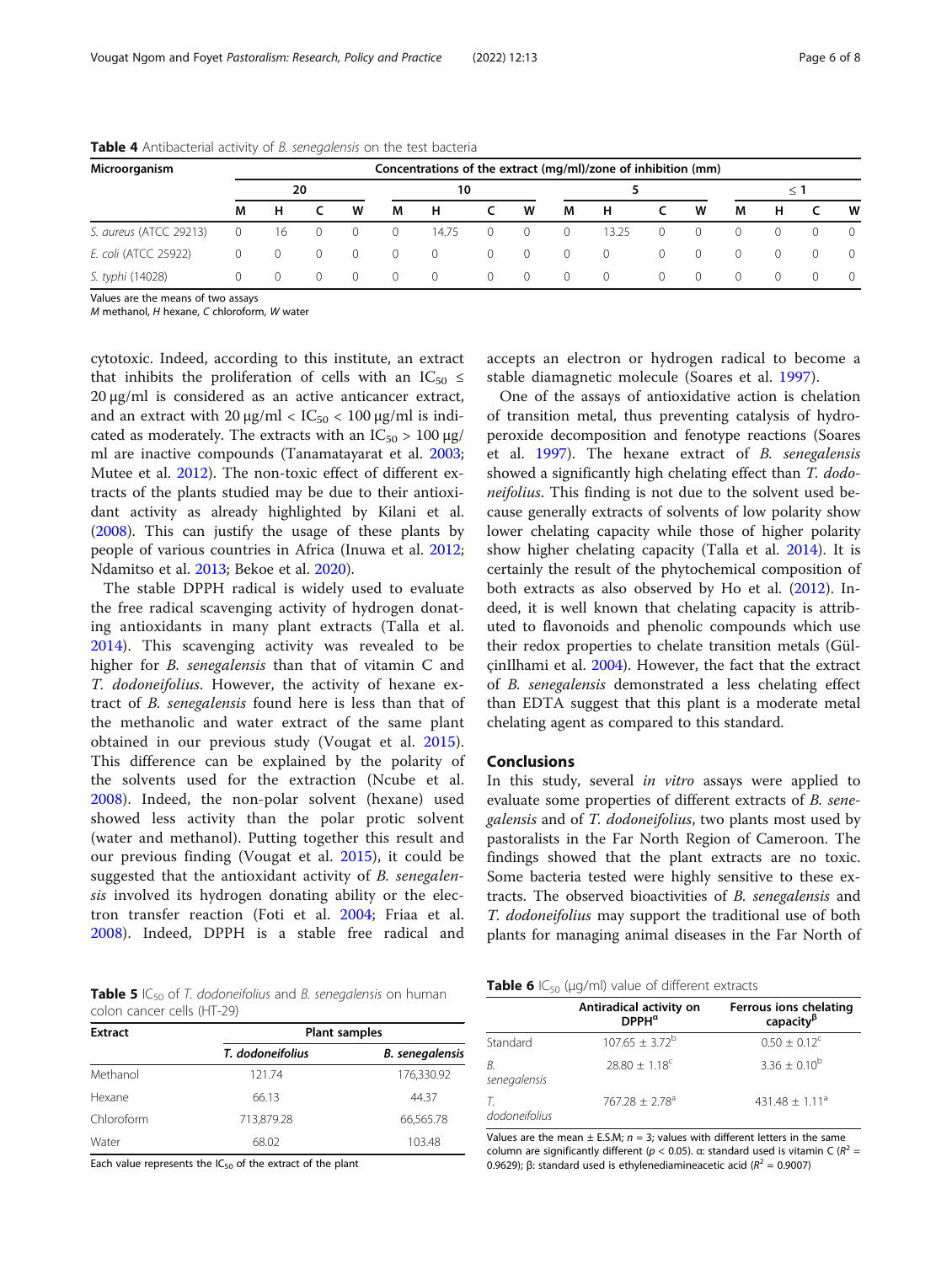**Table 4** Antibacterial activity of *B. senegalensis* on the test bacteria

| Microorganism | Concentrations of the extract (mg/ml)/zone of inhibition (mm) | | | | | | | | | | | | | | | |
|---|---|---|---|---|---|---|---|---|---|---|---|---|---|---|---|---|
| | 20 | | | | 10 | | | | 5 | | | | ≤ 1 | | | |
| | M | H | C | W | M | H | C | W | M | H | C | W | M | H | C | W |
| *S. aureus* (ATCC 29213) | 0 | 16 | 0 | 0 | 0 | 14.75 | 0 | 0 | 0 | 13.25 | 0 | 0 | 0 | 0 | 0 | 0 |
| *E. coli* (ATCC 25922) | 0 | 0 | 0 | 0 | 0 | 0 | 0 | 0 | 0 | 0 | 0 | 0 | 0 | 0 | 0 | 0 |
| *S. typhi* (14028) | 0 | 0 | 0 | 0 | 0 | 0 | 0 | 0 | 0 | 0 | 0 | 0 | 0 | 0 | 0 | 0 |

Values are the means of two assays
*M* methanol, *H* hexane, *C* chloroform, *W* water

cytotoxic. Indeed, according to this institute, an extract that inhibits the proliferation of cells with an $IC_{50}$ ≤ 20 μg/ml is considered as an active anticancer extract, and an extract with 20 μg/ml < $IC_{50}$ < 100 μg/ml is indicated as moderately. The extracts with an $IC_{50}$ > 100 μg/ml are inactive compounds (Tanamatayarat et al. 2003; Mutee et al. 2012). The non-toxic effect of different extracts of the plants studied may be due to their antioxidant activity as already highlighted by Kilani et al. (2008). This can justify the usage of these plants by people of various countries in Africa (Inuwa et al. 2012; Ndamitso et al. 2013; Bekoe et al. 2020).

The stable DPPH radical is widely used to evaluate the free radical scavenging activity of hydrogen donating antioxidants in many plant extracts (Talla et al. 2014). This scavenging activity was revealed to be higher for *B. senegalensis* than that of vitamin C and *T. dodoneifolius*. However, the activity of hexane extract of *B. senegalensis* found here is less than that of the methanolic and water extract of the same plant obtained in our previous study (Vougat et al. 2015). This difference can be explained by the polarity of the solvents used for the extraction (Ncube et al. 2008). Indeed, the non-polar solvent (hexane) used showed less activity than the polar protic solvent (water and methanol). Putting together this result and our previous finding (Vougat et al. 2015), it could be suggested that the antioxidant activity of *B. senegalensis* involved its hydrogen donating ability or the electron transfer reaction (Foti et al. 2004; Friaa et al. 2008). Indeed, DPPH is a stable free radical and accepts an electron or hydrogen radical to become a stable diamagnetic molecule (Soares et al. 1997).

One of the assays of antioxidative action is chelation of transition metal, thus preventing catalysis of hydroperoxide decomposition and fenotype reactions (Soares et al. 1997). The hexane extract of *B. senegalensis* showed a significantly high chelating effect than *T. dodoneifolius*. This finding is not due to the solvent used because generally extracts of solvents of low polarity show lower chelating capacity while those of higher polarity show higher chelating capacity (Talla et al. 2014). It is certainly the result of the phytochemical composition of both extracts as also observed by Ho et al. (2012). Indeed, it is well known that chelating capacity is attributed to flavonoids and phenolic compounds which use their redox properties to chelate transition metals (GülçinIlhami et al. 2004). However, the fact that the extract of *B. senegalensis* demonstrated a less chelating effect than EDTA suggest that this plant is a moderate metal chelating agent as compared to this standard.

## Conclusions

In this study, several *in vitro* assays were applied to evaluate some properties of different extracts of *B. senegalensis* and of *T. dodoneifolius*, two plants most used by pastoralists in the Far North Region of Cameroon. The findings showed that the plant extracts are no toxic. Some bacteria tested were highly sensitive to these extracts. The observed bioactivities of *B. senegalensis* and *T. dodoneifolius* may support the traditional use of both plants for managing animal diseases in the Far North of

**Table 5** $IC_{50}$ of *T. dodoneifolius* and *B. senegalensis* on human colon cancer cells (HT-29)

| Extract | Plant samples | |
|---|---|---|
| | *T. dodoneifolius* | *B. senegalensis* |
| Methanol | 121.74 | 176,330.92 |
| Hexane | 66.13 | 44.37 |
| Chloroform | 713,879.28 | 66,565.78 |
| Water | 68.02 | 103.48 |

Each value represents the $IC_{50}$ of the extract of the plant

**Table 6** $IC_{50}$ (μg/ml) value of different extracts

| | Antiradical activity on DPPH[α] | Ferrous ions chelating capacity[β] |
|---|---|---|
| Standard | 107.65 ± 3.72[b] | 0.50 ± 0.12[c] |
| *B. senegalensis* | 28.80 ± 1.18[c] | 3.36 ± 0.10[b] |
| *T. dodoneifolius* | 767.28 ± 2.78[a] | 431.48 ± 1.11[a] |

Values are the mean ± E.S.M; *n* = 3; values with different letters in the same column are significantly different ($p < 0.05$). α: standard used is vitamin C ($R^2$ = 0.9629); β: standard used is ethylenediamineacetic acid ($R^2$ = 0.9007)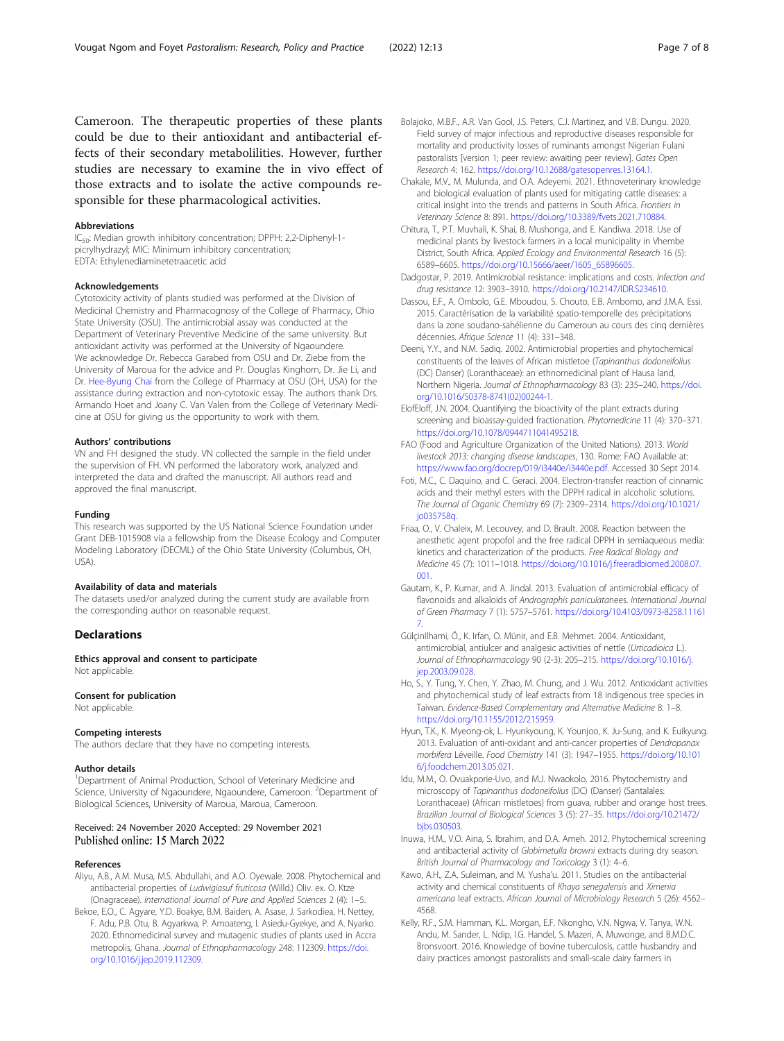Cameroon. The therapeutic properties of these plants could be due to their antioxidant and antibacterial effects of their secondary metabolilities. However, further studies are necessary to examine the in vivo effect of those extracts and to isolate the active compounds responsible for these pharmacological activities.

#### Abbreviations

$IC_{50}$: Median growth inhibitory concentration; DPPH: 2,2-Diphenyl-1-picrylhydrazyl; MIC: Minimum inhibitory concentration; EDTA: Ethylenediaminetetraacetic acid

#### Acknowledgements

Cytotoxicity activity of plants studied was performed at the Division of Medicinal Chemistry and Pharmacognosy of the College of Pharmacy, Ohio State University (OSU). The antimicrobial assay was conducted at the Department of Veterinary Preventive Medicine of the same university. But antioxidant activity was performed at the University of Ngaoundere. We acknowledge Dr. Rebecca Garabed from OSU and Dr. Ziebe from the University of Maroua for the advice and Pr. Douglas Kinghorn, Dr. Jie Li, and Dr. Hee-Byung Chai from the College of Pharmacy at OSU (OH, USA) for the assistance during extraction and non-cytotoxic essay. The authors thank Drs. Armando Hoet and Joany C. Van Valen from the College of Veterinary Medicine at OSU for giving us the opportunity to work with them.

#### Authors' contributions

VN and FH designed the study. VN collected the sample in the field under the supervision of FH. VN performed the laboratory work, analyzed and interpreted the data and drafted the manuscript. All authors read and approved the final manuscript.

#### Funding

This research was supported by the US National Science Foundation under Grant DEB-1015908 via a fellowship from the Disease Ecology and Computer Modeling Laboratory (DECML) of the Ohio State University (Columbus, OH, USA).

#### Availability of data and materials

The datasets used/or analyzed during the current study are available from the corresponding author on reasonable request.

## Declarations

#### Ethics approval and consent to participate

Not applicable.

#### Consent for publication

Not applicable.

#### Competing interests

The authors declare that they have no competing interests.

#### Author details

[1]Department of Animal Production, School of Veterinary Medicine and Science, University of Ngaoundere, Ngaoundere, Cameroon. [2]Department of Biological Sciences, University of Maroua, Maroua, Cameroon.

Received: 24 November 2020 Accepted: 29 November 2021
Published online: 15 March 2022

#### References

Aliyu, A.B., A.M. Musa, M.S. Abdullahi, and A.O. Oyewale. 2008. Phytochemical and antibacterial properties of *Ludwigiasuf fruticosa* (Willd.) Oliv. ex. O. Ktze (Onagraceae). *International Journal of Pure and Applied Sciences* 2 (4): 1–5.

Bekoe, E.O., C. Agyare, Y.D. Boakye, B.M. Baiden, A. Asase, J. Sarkodiea, H. Nettey, F. Adu, P.B. Otu, B. Agyarkwa, P. Amoateng, I. Asiedu-Gyekye, and A. Nyarko. 2020. Ethnomedicinal survey and mutagenic studies of plants used in Accra metropolis, Ghana. *Journal of Ethnopharmacology* 248: 112309. https://doi.org/10.1016/j.jep.2019.112309.

Bolajoko, M.B.F., A.R. Van Gool, J.S. Peters, C.J. Martinez, and V.B. Dungu. 2020. Field survey of major infectious and reproductive diseases responsible for mortality and productivity losses of ruminants amongst Nigerian Fulani pastoralists [version 1; peer review: awaiting peer review]. *Gates Open Research* 4: 162. https://doi.org/10.12688/gatesopenres.13164.1.

Chakale, M.V., M. Mulunda, and O.A. Adeyemi. 2021. Ethnoveterinary knowledge and biological evaluation of plants used for mitigating cattle diseases: a critical insight into the trends and patterns in South Africa. *Frontiers in Veterinary Science* 8: 891. https://doi.org/10.3389/fvets.2021.710884.

Chitura, T., P.T. Muvhali, K. Shai, B. Mushonga, and E. Kandiwa. 2018. Use of medicinal plants by livestock farmers in a local municipality in Vhembe District, South Africa. *Applied Ecology and Environmental Research* 16 (5): 6589–6605. https://doi.org/10.15666/aeer/1605_65896605.

Dadgostar, P. 2019. Antimicrobial resistance: implications and costs. *Infection and drug resistance* 12: 3903–3910. https://doi.org/10.2147/IDR.S234610.

Dassou, E.F., A. Ombolo, G.E. Mboudou, S. Chouto, E.B. Ambomo, and J.M.A. Essi. 2015. Caractérisation de la variabilité spatio-temporelle des précipitations dans la zone soudano-sahélienne du Cameroun au cours des cinq dernières décennies. *Afrique Science* 11 (4): 331–348.

Deeni, Y.Y., and N.M. Sadiq. 2002. Antimicrobial properties and phytochemical constituents of the leaves of African mistletoe (*Tapinanthus dodoneifolius* (DC) Danser) (Loranthaceae): an ethnomedicinal plant of Hausa land, Northern Nigeria. *Journal of Ethnopharmacology* 83 (3): 235–240. https://doi.org/10.1016/S0378-8741(02)00244-1.

ElofEloff, J.N. 2004. Quantifying the bioactivity of the plant extracts during screening and bioassay-guided fractionation. *Phytomedicine* 11 (4): 370–371. https://doi.org/10.1078/0944711041495218.

FAO (Food and Agriculture Organization of the United Nations). 2013. *World livestock 2013: changing disease landscapes*, 130. Rome: FAO Available at: https://www.fao.org/docrep/019/i3440e/i3440e.pdf. Accessed 30 Sept 2014.

Foti, M.C., C. Daquino, and C. Geraci. 2004. Electron-transfer reaction of cinnamic acids and their methyl esters with the DPPH radical in alcoholic solutions. *The Journal of Organic Chemistry* 69 (7): 2309–2314. https://doi.org/10.1021/jo035758q.

Friaa, O., V. Chaleix, M. Lecouvey, and D. Brault. 2008. Reaction between the anesthetic agent propofol and the free radical DPPH in semiaqueous media: kinetics and characterization of the products. *Free Radical Biology and Medicine* 45 (7): 1011–1018. https://doi.org/10.1016/j.freeradbiomed.2008.07.001.

Gautam, K., P. Kumar, and A. Jindal. 2013. Evaluation of antimicrobial efficacy of flavonoids and alkaloids of *Andrographis paniculatanees*. *International Journal of Green Pharmacy* 7 (1): 5757–5761. https://doi.org/10.4103/0973-8258.111617.

Gülçinİlhami, Ö., K. Irfan, O. Münir, and E.B. Mehmet. 2004. Antioxidant, antimicrobial, antiulcer and analgesic activities of nettle (*Urticadioica* L.). *Journal of Ethnopharmacology* 90 (2-3): 205–215. https://doi.org/10.1016/j.jep.2003.09.028.

Ho, S., Y. Tung, Y. Chen, Y. Zhao, M. Chung, and J. Wu. 2012. Antioxidant activities and phytochemical study of leaf extracts from 18 indigenous tree species in Taiwan. *Evidence-Based Complementary and Alternative Medicine* 8: 1–8. https://doi.org/10.1155/2012/215959.

Hyun, T.K., K. Myeong-ok, L. Hyunkyoung, K. Younjoo, K. Ju-Sung, and K. Euikyung. 2013. Evaluation of anti-oxidant and anti-cancer properties of *Dendropanax morbifera* Léveille. *Food Chemistry* 141 (3): 1947–1955. https://doi.org/10.1016/j.foodchem.2013.05.021.

Idu, M.M., O. Ovuakporie-Uvo, and M.J. Nwaokolo. 2016. Phytochemistry and microscopy of *Tapinanthus dodoneifolius* (DC) (Danser) (Santalales: Loranthaceae) (African mistletoes) from guava, rubber and orange host trees. *Brazilian Journal of Biological Sciences* 3 (5): 27–35. https://doi.org/10.21472/bjbs.030503.

Inuwa, H.M., V.O. Aina, S. Ibrahim, and D.A. Ameh. 2012. Phytochemical screening and antibacterial activity of *Globimetulla browni* extracts during dry season. *British Journal of Pharmacology and Toxicology* 3 (1): 4–6.

Kawo, A.H., Z.A. Suleiman, and M. Yusha'u. 2011. Studies on the antibacterial activity and chemical constituents of *Khaya senegalensis* and *Ximenia americana* leaf extracts. *African Journal of Microbiology Research* 5 (26): 4562–4568.

Kelly, R.F., S.M. Hamman, K.L. Morgan, E.F. Nkongho, V.N. Ngwa, V. Tanya, W.N. Andu, M. Sander, L. Ndip, I.G. Handel, S. Mazeri, A. Muwonge, and B.M.D.C. Bronsvoort. 2016. Knowledge of bovine tuberculosis, cattle husbandry and dairy practices amongst pastoralists and small-scale dairy farmers in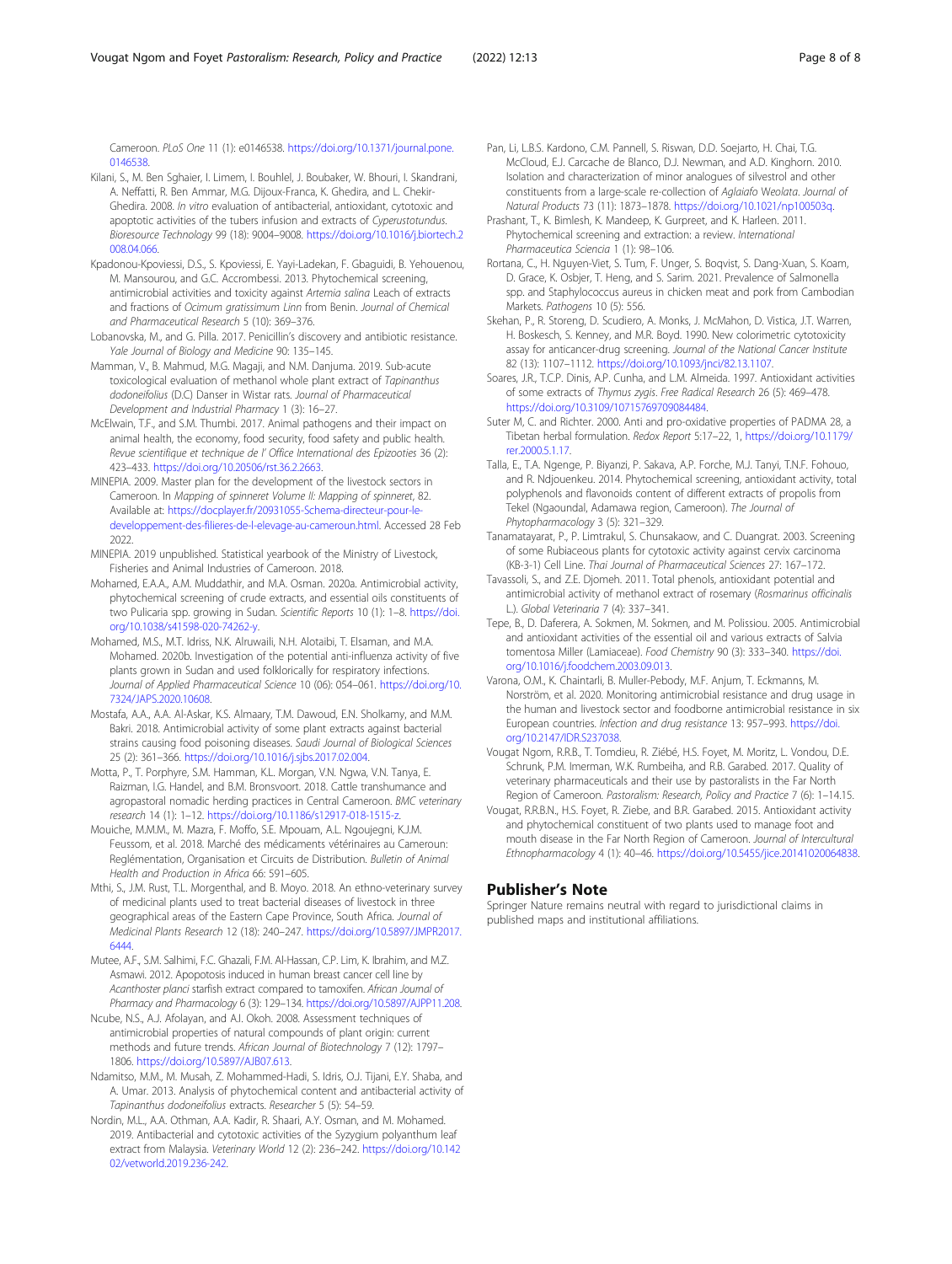Cameroon. *PLoS One* 11 (1): e0146538. https://doi.org/10.1371/journal.pone.0146538.

Kilani, S., M. Ben Sghaier, I. Limem, I. Bouhlel, J. Boubaker, W. Bhouri, I. Skandrani, A. Neffatti, R. Ben Ammar, M.G. Dijoux-Franca, K. Ghedira, and L. Chekir-Ghedira. 2008. *In vitro* evaluation of antibacterial, antioxidant, cytotoxic and apoptotic activities of the tubers infusion and extracts of *Cyperustotundus*. *Bioresource Technology* 99 (18): 9004–9008. https://doi.org/10.1016/j.biortech.2008.04.066.

Kpadonou-Kpoviessi, D.S., S. Kpoviessi, E. Yayi-Ladekan, F. Gbaguidi, B. Yehouenou, M. Mansourou, and G.C. Accrombessi. 2013. Phytochemical screening, antimicrobial activities and toxicity against *Artemia salina* Leach of extracts and fractions of *Ocimum gratissimum Linn* from Benin. *Journal of Chemical and Pharmaceutical Research* 5 (10): 369–376.

Lobanovska, M., and G. Pilla. 2017. Penicillin's discovery and antibiotic resistance. *Yale Journal of Biology and Medicine* 90: 135–145.

Mamman, V., B. Mahmud, M.G. Magaji, and N.M. Danjuma. 2019. Sub-acute toxicological evaluation of methanol whole plant extract of *Tapinanthus dodoneifolius* (D.C) Danser in Wistar rats. *Journal of Pharmaceutical Development and Industrial Pharmacy* 1 (3): 16–27.

McElwain, T.F., and S.M. Thumbi. 2017. Animal pathogens and their impact on animal health, the economy, food security, food safety and public health. *Revue scientifique et technique de l' Office International des Epizooties* 36 (2): 423–433. https://doi.org/10.20506/rst.36.2.2663.

MINEPIA. 2009. Master plan for the development of the livestock sectors in Cameroon. In *Mapping of spinneret Volume II: Mapping of spinneret*, 82. Available at: https://docplayer.fr/20931055-Schema-directeur-pour-le-developpement-des-filieres-de-l-elevage-au-cameroun.html. Accessed 28 Feb 2022.

MINEPIA. 2019 unpublished. Statistical yearbook of the Ministry of Livestock, Fisheries and Animal Industries of Cameroon. 2018.

Mohamed, E.A.A., A.M. Muddathir, and M.A. Osman. 2020a. Antimicrobial activity, phytochemical screening of crude extracts, and essential oils constituents of two Pulicaria spp. growing in Sudan. *Scientific Reports* 10 (1): 1–8. https://doi.org/10.1038/s41598-020-74262-y.

Mohamed, M.S., M.T. Idriss, N.K. Alruwaili, N.H. Alotaibi, T. Elsaman, and M.A. Mohamed. 2020b. Investigation of the potential anti-influenza activity of five plants grown in Sudan and used folklorically for respiratory infections. *Journal of Applied Pharmaceutical Science* 10 (06): 054–061. https://doi.org/10.7324/JAPS.2020.10608.

Mostafa, A.A., A.A. Al-Askar, K.S. Almaary, T.M. Dawoud, E.N. Sholkamy, and M.M. Bakri. 2018. Antimicrobial activity of some plant extracts against bacterial strains causing food poisoning diseases. *Saudi Journal of Biological Sciences* 25 (2): 361–366. https://doi.org/10.1016/j.sjbs.2017.02.004.

Motta, P., T. Porphyre, S.M. Hamman, K.L. Morgan, V.N. Ngwa, V.N. Tanya, E. Raizman, I.G. Handel, and B.M. Bronsvoort. 2018. Cattle transhumance and agropastoral nomadic herding practices in Central Cameroon. *BMC veterinary research* 14 (1): 1–12. https://doi.org/10.1186/s12917-018-1515-z.

Mouiche, M.M.M., M. Mazra, F. Moffo, S.E. Mpouam, A.L. Ngoujegni, K.J.M. Feussom, et al. 2018. Marché des médicaments vétérinaires au Cameroun: Reglémentation, Organisation et Circuits de Distribution. *Bulletin of Animal Health and Production in Africa* 66: 591–605.

Mthi, S., J.M. Rust, T.L. Morgenthal, and B. Moyo. 2018. An ethno-veterinary survey of medicinal plants used to treat bacterial diseases of livestock in three geographical areas of the Eastern Cape Province, South Africa. *Journal of Medicinal Plants Research* 12 (18): 240–247. https://doi.org/10.5897/JMPR2017.6444.

Mutee, A.F., S.M. Salhimi, F.C. Ghazali, F.M. Al-Hassan, C.P. Lim, K. Ibrahim, and M.Z. Asmawi. 2012. Apopotosis induced in human breast cancer cell line by *Acanthoster planci* starfish extract compared to tamoxifen. *African Journal of Pharmacy and Pharmacology* 6 (3): 129–134. https://doi.org/10.5897/AJPP11.208.

Ncube, N.S., A.J. Afolayan, and A.I. Okoh. 2008. Assessment techniques of antimicrobial properties of natural compounds of plant origin: current methods and future trends. *African Journal of Biotechnology* 7 (12): 1797–1806. https://doi.org/10.5897/AJB07.613.

Ndamitso, M.M., M. Musah, Z. Mohammed-Hadi, S. Idris, O.J. Tijani, E.Y. Shaba, and A. Umar. 2013. Analysis of phytochemical content and antibacterial activity of *Tapinanthus dodoneifolius* extracts. *Researcher* 5 (5): 54–59.

Nordin, M.L., A.A. Othman, A.A. Kadir, R. Shaari, A.Y. Osman, and M. Mohamed. 2019. Antibacterial and cytotoxic activities of the Syzygium polyanthum leaf extract from Malaysia. *Veterinary World* 12 (2): 236–242. https://doi.org/10.14202/vetworld.2019.236-242.

Pan, Li, L.B.S. Kardono, C.M. Pannell, S. Riswan, D.D. Soejarto, H. Chai, T.G. McCloud, E.J. Carcache de Blanco, D.J. Newman, and A.D. Kinghorn. 2010. Isolation and characterization of minor analogues of silvestrol and other constituents from a large-scale re-collection of *Aglaiafo Weolata*. *Journal of Natural Products* 73 (11): 1873–1878. https://doi.org/10.1021/np100503q.

Prashant, T., K. Bimlesh, K. Mandeep, K. Gurpreet, and K. Harleen. 2011. Phytochemical screening and extraction: a review. *International Pharmaceutica Sciencia* 1 (1): 98–106.

Rortana, C., H. Nguyen-Viet, S. Tum, F. Unger, S. Boqvist, S. Dang-Xuan, S. Koam, D. Grace, K. Osbjer, T. Heng, and S. Sarim. 2021. Prevalence of Salmonella spp. and Staphylococcus aureus in chicken meat and pork from Cambodian Markets. *Pathogens* 10 (5): 556.

Skehan, P., R. Storeng, D. Scudiero, A. Monks, J. McMahon, D. Vistica, J.T. Warren, H. Boskesch, S. Kenney, and M.R. Boyd. 1990. New colorimetric cytotoxicity assay for anticancer-drug screening. *Journal of the National Cancer Institute* 82 (13): 1107–1112. https://doi.org/10.1093/jnci/82.13.1107.

Soares, J.R., T.C.P. Dinis, A.P. Cunha, and L.M. Almeida. 1997. Antioxidant activities of some extracts of *Thymus zygis*. *Free Radical Research* 26 (5): 469–478. https://doi.org/10.3109/10715769709084484.

Suter M, C. and Richter. 2000. Anti and pro-oxidative properties of PADMA 28, a Tibetan herbal formulation. *Redox Report* 5:17–22, 1, https://doi.org/10.1179/rer.2000.5.1.17.

Talla, E., T.A. Ngenge, P. Biyanzi, P. Sakava, A.P. Forche, M.J. Tanyi, T.N.F. Fohouo, and R. Ndjouenkeu. 2014. Phytochemical screening, antioxidant activity, total polyphenols and flavonoids content of different extracts of propolis from Tekel (Ngaoundal, Adamawa region, Cameroon). *The Journal of Phytopharmacology* 3 (5): 321–329.

Tanamatayarat, P., P. Limtrakul, S. Chunsakaow, and C. Duangrat. 2003. Screening of some Rubiaceous plants for cytotoxic activity against cervix carcinoma (KB-3-1) Cell Line. *Thai Journal of Pharmaceutical Sciences* 27: 167–172.

Tavassoli, S., and Z.E. Djomeh. 2011. Total phenols, antioxidant potential and antimicrobial activity of methanol extract of rosemary (*Rosmarinus officinalis* L.). *Global Veterinaria* 7 (4): 337–341.

Tepe, B., D. Daferera, A. Sokmen, M. Sokmen, and M. Polissiou. 2005. Antimicrobial and antioxidant activities of the essential oil and various extracts of Salvia tomentosa Miller (Lamiaceae). *Food Chemistry* 90 (3): 333–340. https://doi.org/10.1016/j.foodchem.2003.09.013.

Varona, O.M., K. Chaintarli, B. Muller-Pebody, M.F. Anjum, T. Eckmanns, M. Norström, et al. 2020. Monitoring antimicrobial resistance and drug usage in the human and livestock sector and foodborne antimicrobial resistance in six European countries. *Infection and drug resistance* 13: 957–993. https://doi.org/10.2147/IDR.S237038.

Vougat Ngom, R.R.B., T. Tomdieu, R. Ziébé, H.S. Foyet, M. Moritz, L. Vondou, D.E. Schrunk, P.M. Imerman, W.K. Rumbeiha, and R.B. Garabed. 2017. Quality of veterinary pharmaceuticals and their use by pastoralists in the Far North Region of Cameroon. *Pastoralism: Research, Policy and Practice* 7 (6): 1–14.15.

Vougat, R.R.B.N., H.S. Foyet, R. Ziebe, and B.R. Garabed. 2015. Antioxidant activity and phytochemical constituent of two plants used to manage foot and mouth disease in the Far North Region of Cameroon. *Journal of Intercultural Ethnopharmacology* 4 (1): 40–46. https://doi.org/10.5455/jice.20141020064838.

## Publisher's Note

Springer Nature remains neutral with regard to jurisdictional claims in published maps and institutional affiliations.